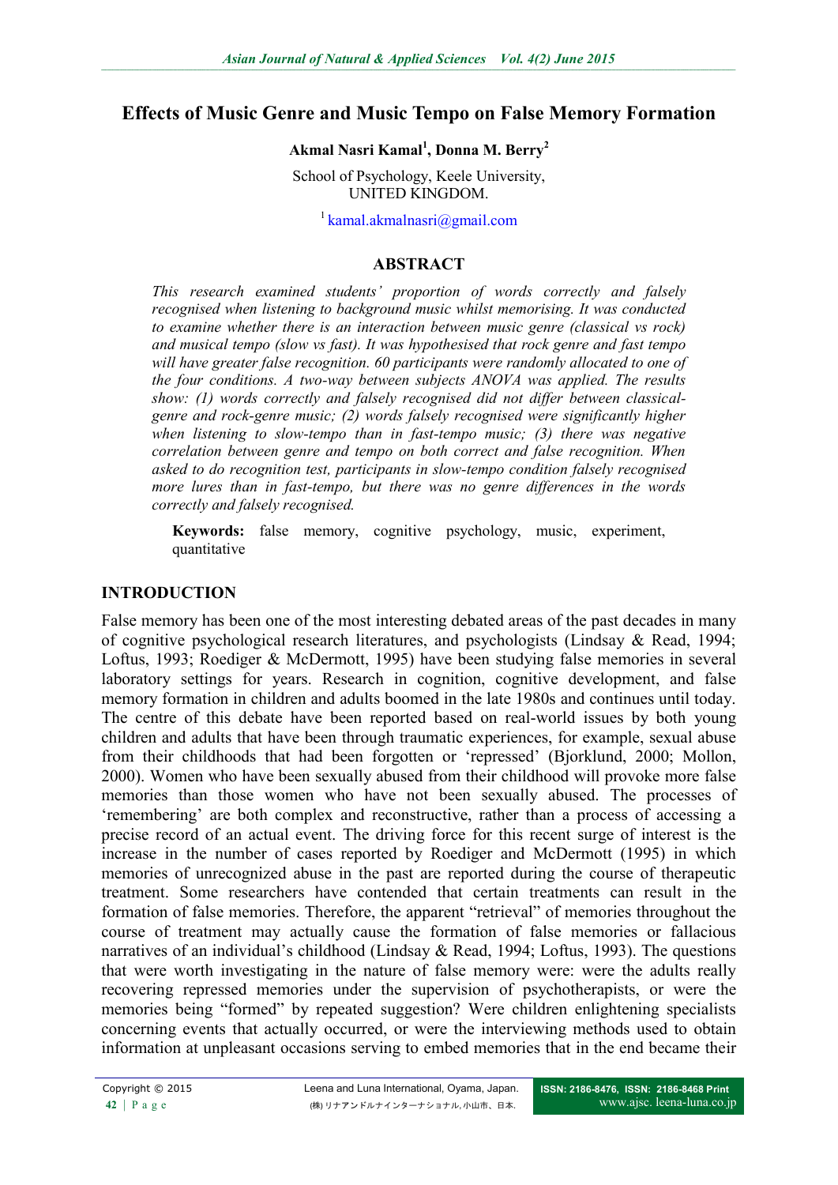# Effects of Music Genre and Music Tempo on False Memory Formation

**Akmal Nasri Kamal[1], Donna M. Berry[2]**

School of Psychology, Keele University, UNITED KINGDOM.

[1] kamal.akmalnasri@gmail.com

## ABSTRACT

*This research examined students' proportion of words correctly and falsely recognised when listening to background music whilst memorising. It was conducted to examine whether there is an interaction between music genre (classical vs rock) and musical tempo (slow vs fast). It was hypothesised that rock genre and fast tempo will have greater false recognition. 60 participants were randomly allocated to one of the four conditions. A two-way between subjects ANOVA was applied. The results show: (1) words correctly and falsely recognised did not differ between classical-genre and rock-genre music; (2) words falsely recognised were significantly higher when listening to slow-tempo than in fast-tempo music; (3) there was negative correlation between genre and tempo on both correct and false recognition. When asked to do recognition test, participants in slow-tempo condition falsely recognised more lures than in fast-tempo, but there was no genre differences in the words correctly and falsely recognised.*

**Keywords:** false memory, cognitive psychology, music, experiment, quantitative

## INTRODUCTION

False memory has been one of the most interesting debated areas of the past decades in many of cognitive psychological research literatures, and psychologists (Lindsay & Read, 1994; Loftus, 1993; Roediger & McDermott, 1995) have been studying false memories in several laboratory settings for years. Research in cognition, cognitive development, and false memory formation in children and adults boomed in the late 1980s and continues until today. The centre of this debate have been reported based on real-world issues by both young children and adults that have been through traumatic experiences, for example, sexual abuse from their childhoods that had been forgotten or 'repressed' (Bjorklund, 2000; Mollon, 2000). Women who have been sexually abused from their childhood will provoke more false memories than those women who have not been sexually abused. The processes of 'remembering' are both complex and reconstructive, rather than a process of accessing a precise record of an actual event. The driving force for this recent surge of interest is the increase in the number of cases reported by Roediger and McDermott (1995) in which memories of unrecognized abuse in the past are reported during the course of therapeutic treatment. Some researchers have contended that certain treatments can result in the formation of false memories. Therefore, the apparent "retrieval" of memories throughout the course of treatment may actually cause the formation of false memories or fallacious narratives of an individual's childhood (Lindsay & Read, 1994; Loftus, 1993). The questions that were worth investigating in the nature of false memory were: were the adults really recovering repressed memories under the supervision of psychotherapists, or were the memories being "formed" by repeated suggestion? Were children enlightening specialists concerning events that actually occurred, or were the interviewing methods used to obtain information at unpleasant occasions serving to embed memories that in the end became their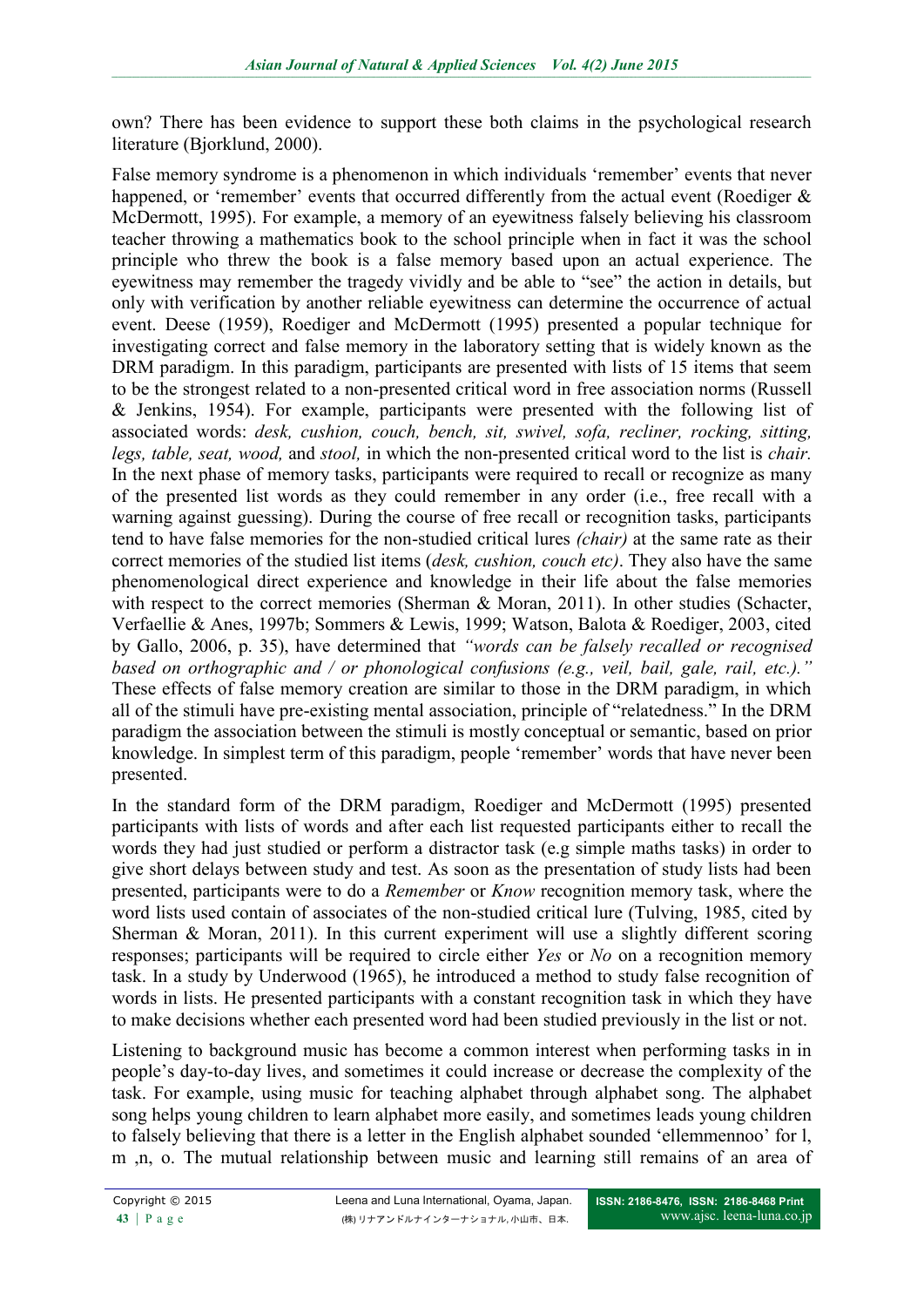own? There has been evidence to support these both claims in the psychological research literature (Bjorklund, 2000).

False memory syndrome is a phenomenon in which individuals 'remember' events that never happened, or 'remember' events that occurred differently from the actual event (Roediger & McDermott, 1995). For example, a memory of an eyewitness falsely believing his classroom teacher throwing a mathematics book to the school principle when in fact it was the school principle who threw the book is a false memory based upon an actual experience. The eyewitness may remember the tragedy vividly and be able to "see" the action in details, but only with verification by another reliable eyewitness can determine the occurrence of actual event. Deese (1959), Roediger and McDermott (1995) presented a popular technique for investigating correct and false memory in the laboratory setting that is widely known as the DRM paradigm. In this paradigm, participants are presented with lists of 15 items that seem to be the strongest related to a non-presented critical word in free association norms (Russell & Jenkins, 1954). For example, participants were presented with the following list of associated words: *desk, cushion, couch, bench, sit, swivel, sofa, recliner, rocking, sitting, legs, table, seat, wood,* and *stool,* in which the non-presented critical word to the list is *chair.* In the next phase of memory tasks, participants were required to recall or recognize as many of the presented list words as they could remember in any order (i.e., free recall with a warning against guessing). During the course of free recall or recognition tasks, participants tend to have false memories for the non-studied critical lures *(chair)* at the same rate as their correct memories of the studied list items (*desk, cushion, couch etc)*. They also have the same phenomenological direct experience and knowledge in their life about the false memories with respect to the correct memories (Sherman & Moran, 2011). In other studies (Schacter, Verfaellie & Anes, 1997b; Sommers & Lewis, 1999; Watson, Balota & Roediger, 2003, cited by Gallo, 2006, p. 35), have determined that *"words can be falsely recalled or recognised based on orthographic and / or phonological confusions (e.g., veil, bail, gale, rail, etc.)."* These effects of false memory creation are similar to those in the DRM paradigm, in which all of the stimuli have pre-existing mental association, principle of "relatedness." In the DRM paradigm the association between the stimuli is mostly conceptual or semantic, based on prior knowledge. In simplest term of this paradigm, people 'remember' words that have never been presented.

In the standard form of the DRM paradigm, Roediger and McDermott (1995) presented participants with lists of words and after each list requested participants either to recall the words they had just studied or perform a distractor task (e.g simple maths tasks) in order to give short delays between study and test. As soon as the presentation of study lists had been presented, participants were to do a *Remember* or *Know* recognition memory task, where the word lists used contain of associates of the non-studied critical lure (Tulving, 1985, cited by Sherman & Moran, 2011). In this current experiment will use a slightly different scoring responses; participants will be required to circle either *Yes* or *No* on a recognition memory task. In a study by Underwood (1965), he introduced a method to study false recognition of words in lists. He presented participants with a constant recognition task in which they have to make decisions whether each presented word had been studied previously in the list or not.

Listening to background music has become a common interest when performing tasks in in people's day-to-day lives, and sometimes it could increase or decrease the complexity of the task. For example, using music for teaching alphabet through alphabet song. The alphabet song helps young children to learn alphabet more easily, and sometimes leads young children to falsely believing that there is a letter in the English alphabet sounded 'ellemmennoo' for l, m ,n, o. The mutual relationship between music and learning still remains of an area of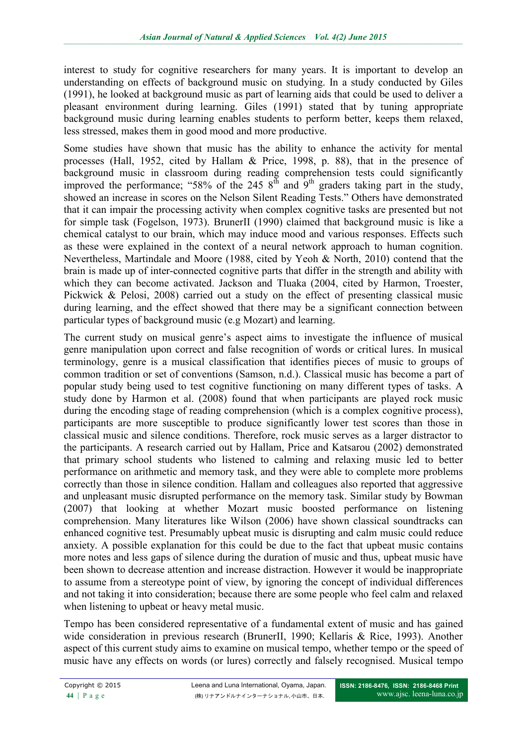interest to study for cognitive researchers for many years. It is important to develop an understanding on effects of background music on studying. In a study conducted by Giles (1991), he looked at background music as part of learning aids that could be used to deliver a pleasant environment during learning. Giles (1991) stated that by tuning appropriate background music during learning enables students to perform better, keeps them relaxed, less stressed, makes them in good mood and more productive.

Some studies have shown that music has the ability to enhance the activity for mental processes (Hall, 1952, cited by Hallam & Price, 1998, p. 88), that in the presence of background music in classroom during reading comprehension tests could significantly improved the performance; "58% of the 245 8th and 9th graders taking part in the study, showed an increase in scores on the Nelson Silent Reading Tests." Others have demonstrated that it can impair the processing activity when complex cognitive tasks are presented but not for simple task (Fogelson, 1973). BrunerII (1990) claimed that background music is like a chemical catalyst to our brain, which may induce mood and various responses. Effects such as these were explained in the context of a neural network approach to human cognition. Nevertheless, Martindale and Moore (1988, cited by Yeoh & North, 2010) contend that the brain is made up of inter-connected cognitive parts that differ in the strength and ability with which they can become activated. Jackson and Tluaka (2004, cited by Harmon, Troester, Pickwick & Pelosi, 2008) carried out a study on the effect of presenting classical music during learning, and the effect showed that there may be a significant connection between particular types of background music (e.g Mozart) and learning.

The current study on musical genre's aspect aims to investigate the influence of musical genre manipulation upon correct and false recognition of words or critical lures. In musical terminology, genre is a musical classification that identifies pieces of music to groups of common tradition or set of conventions (Samson, n.d.). Classical music has become a part of popular study being used to test cognitive functioning on many different types of tasks. A study done by Harmon et al. (2008) found that when participants are played rock music during the encoding stage of reading comprehension (which is a complex cognitive process), participants are more susceptible to produce significantly lower test scores than those in classical music and silence conditions. Therefore, rock music serves as a larger distractor to the participants. A research carried out by Hallam, Price and Katsarou (2002) demonstrated that primary school students who listened to calming and relaxing music led to better performance on arithmetic and memory task, and they were able to complete more problems correctly than those in silence condition. Hallam and colleagues also reported that aggressive and unpleasant music disrupted performance on the memory task. Similar study by Bowman (2007) that looking at whether Mozart music boosted performance on listening comprehension. Many literatures like Wilson (2006) have shown classical soundtracks can enhanced cognitive test. Presumably upbeat music is disrupting and calm music could reduce anxiety. A possible explanation for this could be due to the fact that upbeat music contains more notes and less gaps of silence during the duration of music and thus, upbeat music have been shown to decrease attention and increase distraction. However it would be inappropriate to assume from a stereotype point of view, by ignoring the concept of individual differences and not taking it into consideration; because there are some people who feel calm and relaxed when listening to upbeat or heavy metal music.

Tempo has been considered representative of a fundamental extent of music and has gained wide consideration in previous research (BrunerII, 1990; Kellaris & Rice, 1993). Another aspect of this current study aims to examine on musical tempo, whether tempo or the speed of music have any effects on words (or lures) correctly and falsely recognised. Musical tempo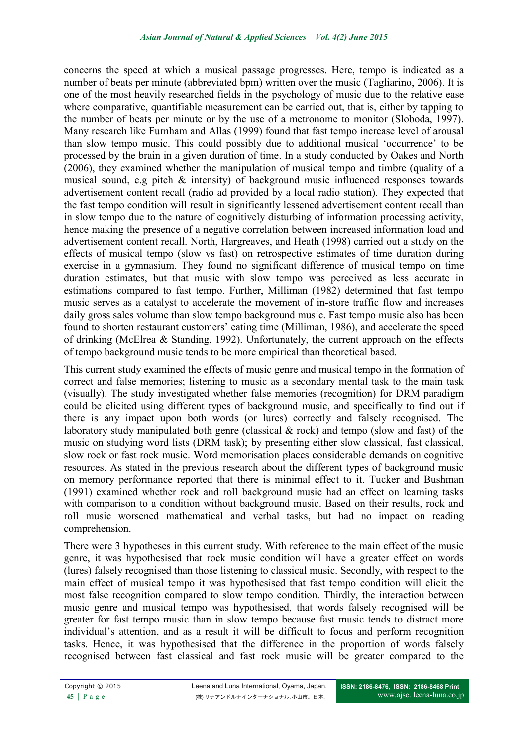concerns the speed at which a musical passage progresses. Here, tempo is indicated as a number of beats per minute (abbreviated bpm) written over the music (Tagliarino, 2006). It is one of the most heavily researched fields in the psychology of music due to the relative ease where comparative, quantifiable measurement can be carried out, that is, either by tapping to the number of beats per minute or by the use of a metronome to monitor (Sloboda, 1997). Many research like Furnham and Allas (1999) found that fast tempo increase level of arousal than slow tempo music. This could possibly due to additional musical 'occurrence' to be processed by the brain in a given duration of time. In a study conducted by Oakes and North (2006), they examined whether the manipulation of musical tempo and timbre (quality of a musical sound, e.g pitch & intensity) of background music influenced responses towards advertisement content recall (radio ad provided by a local radio station). They expected that the fast tempo condition will result in significantly lessened advertisement content recall than in slow tempo due to the nature of cognitively disturbing of information processing activity, hence making the presence of a negative correlation between increased information load and advertisement content recall. North, Hargreaves, and Heath (1998) carried out a study on the effects of musical tempo (slow vs fast) on retrospective estimates of time duration during exercise in a gymnasium. They found no significant difference of musical tempo on time duration estimates, but that music with slow tempo was perceived as less accurate in estimations compared to fast tempo. Further, Milliman (1982) determined that fast tempo music serves as a catalyst to accelerate the movement of in-store traffic flow and increases daily gross sales volume than slow tempo background music. Fast tempo music also has been found to shorten restaurant customers' eating time (Milliman, 1986), and accelerate the speed of drinking (McElrea & Standing, 1992). Unfortunately, the current approach on the effects of tempo background music tends to be more empirical than theoretical based.

This current study examined the effects of music genre and musical tempo in the formation of correct and false memories; listening to music as a secondary mental task to the main task (visually). The study investigated whether false memories (recognition) for DRM paradigm could be elicited using different types of background music, and specifically to find out if there is any impact upon both words (or lures) correctly and falsely recognised. The laboratory study manipulated both genre (classical & rock) and tempo (slow and fast) of the music on studying word lists (DRM task); by presenting either slow classical, fast classical, slow rock or fast rock music. Word memorisation places considerable demands on cognitive resources. As stated in the previous research about the different types of background music on memory performance reported that there is minimal effect to it. Tucker and Bushman (1991) examined whether rock and roll background music had an effect on learning tasks with comparison to a condition without background music. Based on their results, rock and roll music worsened mathematical and verbal tasks, but had no impact on reading comprehension.

There were 3 hypotheses in this current study. With reference to the main effect of the music genre, it was hypothesised that rock music condition will have a greater effect on words (lures) falsely recognised than those listening to classical music. Secondly, with respect to the main effect of musical tempo it was hypothesised that fast tempo condition will elicit the most false recognition compared to slow tempo condition. Thirdly, the interaction between music genre and musical tempo was hypothesised, that words falsely recognised will be greater for fast tempo music than in slow tempo because fast music tends to distract more individual's attention, and as a result it will be difficult to focus and perform recognition tasks. Hence, it was hypothesised that the difference in the proportion of words falsely recognised between fast classical and fast rock music will be greater compared to the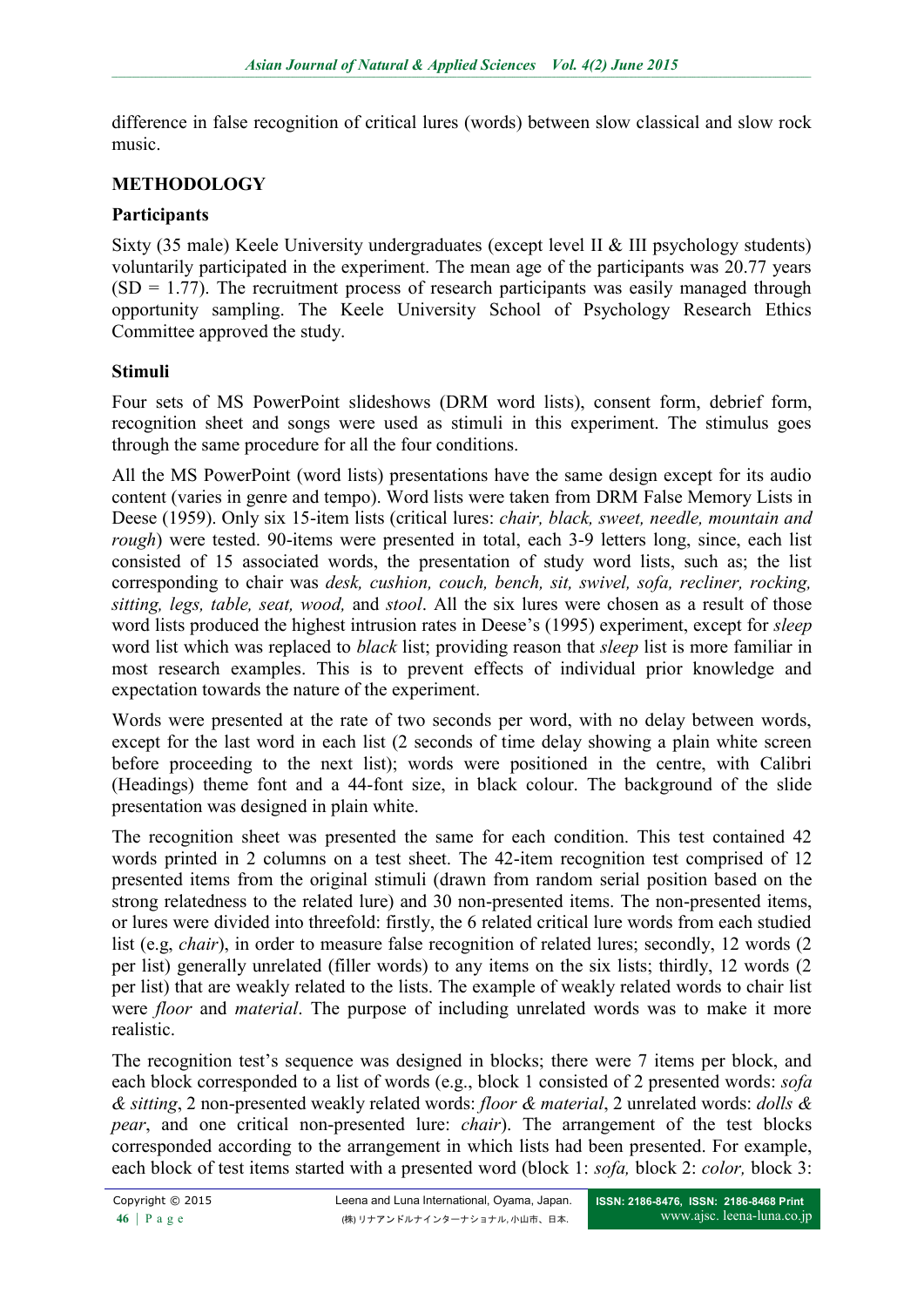difference in false recognition of critical lures (words) between slow classical and slow rock music.

## METHODOLOGY

### Participants

Sixty (35 male) Keele University undergraduates (except level II & III psychology students) voluntarily participated in the experiment. The mean age of the participants was 20.77 years (SD = 1.77). The recruitment process of research participants was easily managed through opportunity sampling. The Keele University School of Psychology Research Ethics Committee approved the study.

### Stimuli

Four sets of MS PowerPoint slideshows (DRM word lists), consent form, debrief form, recognition sheet and songs were used as stimuli in this experiment. The stimulus goes through the same procedure for all the four conditions.

All the MS PowerPoint (word lists) presentations have the same design except for its audio content (varies in genre and tempo). Word lists were taken from DRM False Memory Lists in Deese (1959). Only six 15-item lists (critical lures: *chair, black, sweet, needle, mountain and rough*) were tested. 90-items were presented in total, each 3-9 letters long, since, each list consisted of 15 associated words, the presentation of study word lists, such as; the list corresponding to chair was *desk, cushion, couch, bench, sit, swivel, sofa, recliner, rocking, sitting, legs, table, seat, wood,* and *stool*. All the six lures were chosen as a result of those word lists produced the highest intrusion rates in Deese's (1995) experiment, except for *sleep* word list which was replaced to *black* list; providing reason that *sleep* list is more familiar in most research examples. This is to prevent effects of individual prior knowledge and expectation towards the nature of the experiment.

Words were presented at the rate of two seconds per word, with no delay between words, except for the last word in each list (2 seconds of time delay showing a plain white screen before proceeding to the next list); words were positioned in the centre, with Calibri (Headings) theme font and a 44-font size, in black colour. The background of the slide presentation was designed in plain white.

The recognition sheet was presented the same for each condition. This test contained 42 words printed in 2 columns on a test sheet. The 42-item recognition test comprised of 12 presented items from the original stimuli (drawn from random serial position based on the strong relatedness to the related lure) and 30 non-presented items. The non-presented items, or lures were divided into threefold: firstly, the 6 related critical lure words from each studied list (e.g, *chair*), in order to measure false recognition of related lures; secondly, 12 words (2 per list) generally unrelated (filler words) to any items on the six lists; thirdly, 12 words (2 per list) that are weakly related to the lists. The example of weakly related words to chair list were *floor* and *material*. The purpose of including unrelated words was to make it more realistic.

The recognition test's sequence was designed in blocks; there were 7 items per block, and each block corresponded to a list of words (e.g., block 1 consisted of 2 presented words: *sofa & sitting*, 2 non-presented weakly related words: *floor & material*, 2 unrelated words: *dolls & pear*, and one critical non-presented lure: *chair*). The arrangement of the test blocks corresponded according to the arrangement in which lists had been presented. For example, each block of test items started with a presented word (block 1: *sofa,* block 2: *color,* block 3: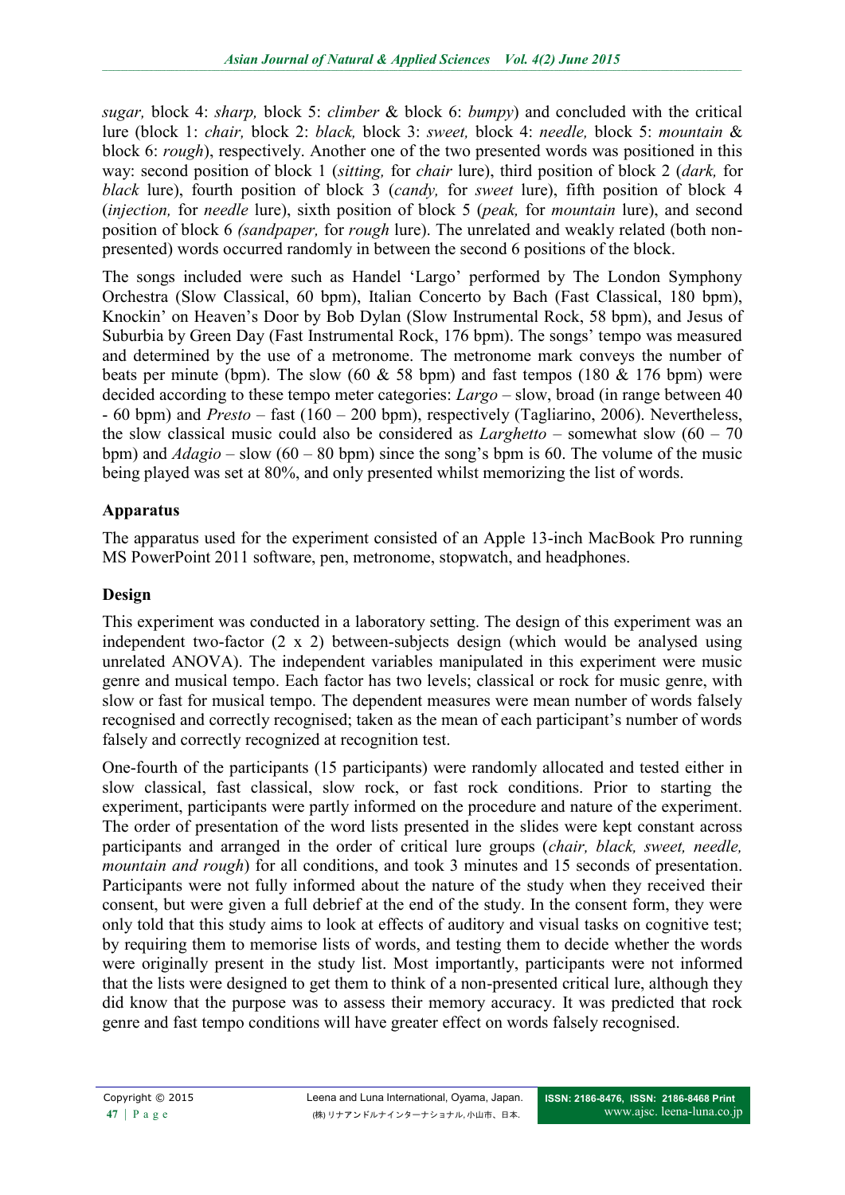*sugar,* block 4: *sharp,* block 5: *climber* & block 6: *bumpy*) and concluded with the critical lure (block 1: *chair,* block 2: *black,* block 3: *sweet,* block 4: *needle,* block 5: *mountain* & block 6: *rough*), respectively. Another one of the two presented words was positioned in this way: second position of block 1 (*sitting,* for *chair* lure), third position of block 2 (*dark,* for *black* lure), fourth position of block 3 (*candy,* for *sweet* lure), fifth position of block 4 (*injection,* for *needle* lure), sixth position of block 5 (*peak,* for *mountain* lure), and second position of block 6 *(sandpaper,* for *rough* lure). The unrelated and weakly related (both non-presented) words occurred randomly in between the second 6 positions of the block.

The songs included were such as Handel 'Largo' performed by The London Symphony Orchestra (Slow Classical, 60 bpm), Italian Concerto by Bach (Fast Classical, 180 bpm), Knockin' on Heaven's Door by Bob Dylan (Slow Instrumental Rock, 58 bpm), and Jesus of Suburbia by Green Day (Fast Instrumental Rock, 176 bpm). The songs' tempo was measured and determined by the use of a metronome. The metronome mark conveys the number of beats per minute (bpm). The slow (60 & 58 bpm) and fast tempos (180 & 176 bpm) were decided according to these tempo meter categories: *Largo* – slow, broad (in range between 40 - 60 bpm) and *Presto* – fast (160 – 200 bpm), respectively (Tagliarino, 2006). Nevertheless, the slow classical music could also be considered as *Larghetto* – somewhat slow (60 – 70 bpm) and *Adagio* – slow (60 – 80 bpm) since the song's bpm is 60. The volume of the music being played was set at 80%, and only presented whilst memorizing the list of words.

## Apparatus

The apparatus used for the experiment consisted of an Apple 13-inch MacBook Pro running MS PowerPoint 2011 software, pen, metronome, stopwatch, and headphones.

## Design

This experiment was conducted in a laboratory setting. The design of this experiment was an independent two-factor (2 x 2) between-subjects design (which would be analysed using unrelated ANOVA). The independent variables manipulated in this experiment were music genre and musical tempo. Each factor has two levels; classical or rock for music genre, with slow or fast for musical tempo. The dependent measures were mean number of words falsely recognised and correctly recognised; taken as the mean of each participant's number of words falsely and correctly recognized at recognition test.

One-fourth of the participants (15 participants) were randomly allocated and tested either in slow classical, fast classical, slow rock, or fast rock conditions. Prior to starting the experiment, participants were partly informed on the procedure and nature of the experiment. The order of presentation of the word lists presented in the slides were kept constant across participants and arranged in the order of critical lure groups (*chair, black, sweet, needle, mountain and rough*) for all conditions, and took 3 minutes and 15 seconds of presentation. Participants were not fully informed about the nature of the study when they received their consent, but were given a full debrief at the end of the study. In the consent form, they were only told that this study aims to look at effects of auditory and visual tasks on cognitive test; by requiring them to memorise lists of words, and testing them to decide whether the words were originally present in the study list. Most importantly, participants were not informed that the lists were designed to get them to think of a non-presented critical lure, although they did know that the purpose was to assess their memory accuracy. It was predicted that rock genre and fast tempo conditions will have greater effect on words falsely recognised.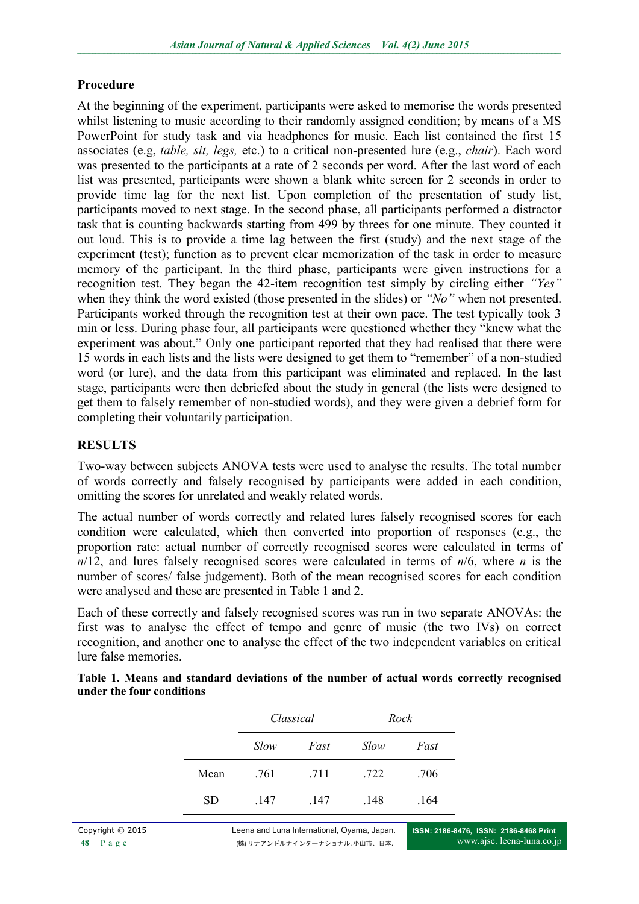## Procedure

At the beginning of the experiment, participants were asked to memorise the words presented whilst listening to music according to their randomly assigned condition; by means of a MS PowerPoint for study task and via headphones for music. Each list contained the first 15 associates (e.g, *table, sit, legs,* etc.) to a critical non-presented lure (e.g., *chair*). Each word was presented to the participants at a rate of 2 seconds per word. After the last word of each list was presented, participants were shown a blank white screen for 2 seconds in order to provide time lag for the next list. Upon completion of the presentation of study list, participants moved to next stage. In the second phase, all participants performed a distractor task that is counting backwards starting from 499 by threes for one minute. They counted it out loud. This is to provide a time lag between the first (study) and the next stage of the experiment (test); function as to prevent clear memorization of the task in order to measure memory of the participant. In the third phase, participants were given instructions for a recognition test. They began the 42-item recognition test simply by circling either *"Yes"* when they think the word existed (those presented in the slides) or *"No"* when not presented. Participants worked through the recognition test at their own pace. The test typically took 3 min or less. During phase four, all participants were questioned whether they "knew what the experiment was about." Only one participant reported that they had realised that there were 15 words in each lists and the lists were designed to get them to "remember" of a non-studied word (or lure), and the data from this participant was eliminated and replaced. In the last stage, participants were then debriefed about the study in general (the lists were designed to get them to falsely remember of non-studied words), and they were given a debrief form for completing their voluntarily participation.

## RESULTS

Two-way between subjects ANOVA tests were used to analyse the results. The total number of words correctly and falsely recognised by participants were added in each condition, omitting the scores for unrelated and weakly related words.

The actual number of words correctly and related lures falsely recognised scores for each condition were calculated, which then converted into proportion of responses (e.g., the proportion rate: actual number of correctly recognised scores were calculated in terms of $n/12$, and lures falsely recognised scores were calculated in terms of $n/6$, where $n$ is the number of scores/ false judgement). Both of the mean recognised scores for each condition were analysed and these are presented in Table 1 and 2.

Each of these correctly and falsely recognised scores was run in two separate ANOVAs: the first was to analyse the effect of tempo and genre of music (the two IVs) on correct recognition, and another one to analyse the effect of the two independent variables on critical lure false memories.

**Table 1. Means and standard deviations of the number of actual words correctly recognised under the four conditions**

| | *Classical* | | *Rock* | |
|---|---|---|---|---|
| | *Slow* | *Fast* | *Slow* | *Fast* |
| Mean | .761 | .711 | .722 | .706 |
| SD | .147 | .147 | .148 | .164 |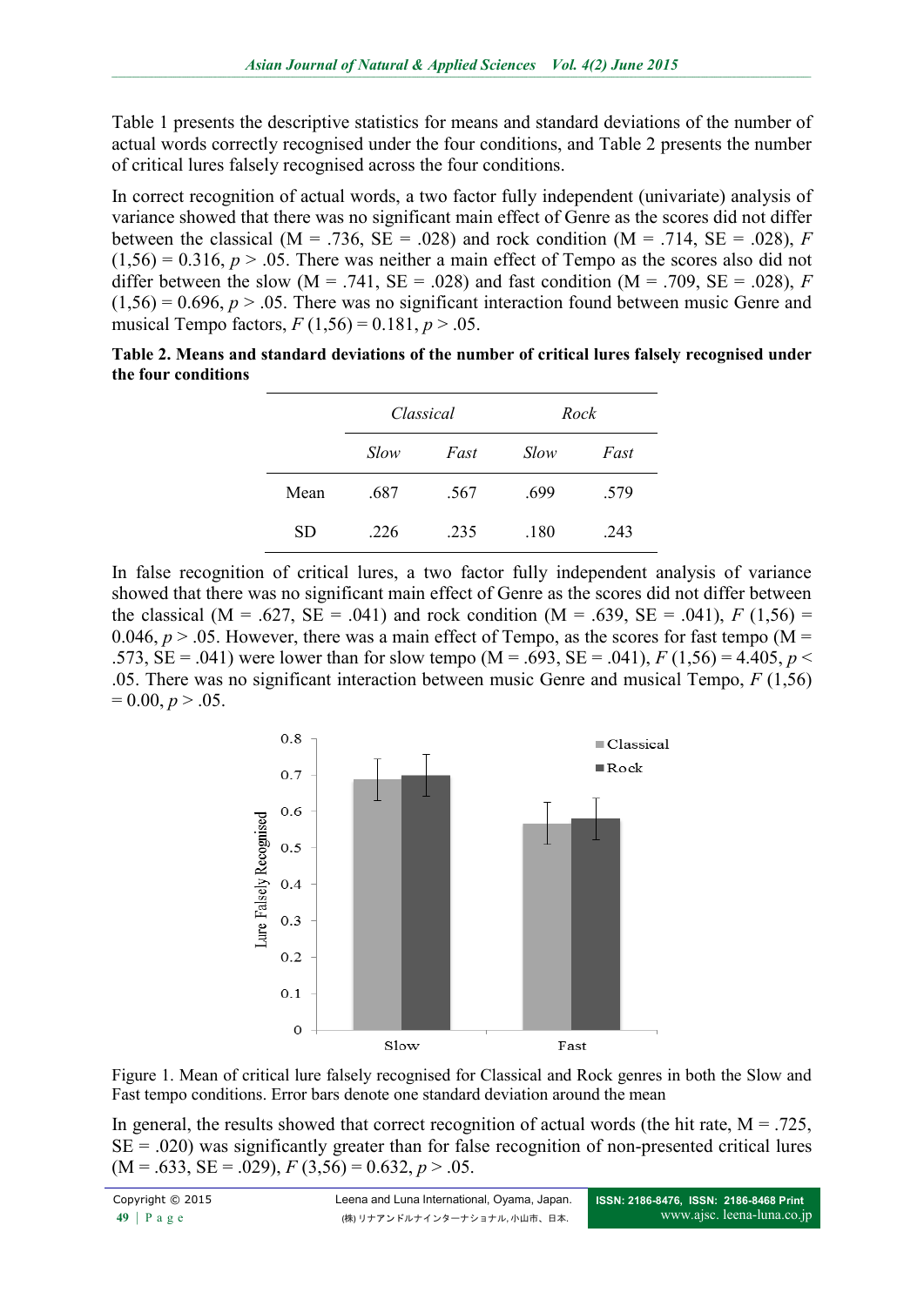Table 1 presents the descriptive statistics for means and standard deviations of the number of actual words correctly recognised under the four conditions, and Table 2 presents the number of critical lures falsely recognised across the four conditions.

In correct recognition of actual words, a two factor fully independent (univariate) analysis of variance showed that there was no significant main effect of Genre as the scores did not differ between the classical (M = .736, SE = .028) and rock condition (M = .714, SE = .028), $F(1,56) = 0.316$, $p > .05$. There was neither a main effect of Tempo as the scores also did not differ between the slow (M = .741, SE = .028) and fast condition (M = .709, SE = .028), $F(1,56) = 0.696$, $p > .05$. There was no significant interaction found between music Genre and musical Tempo factors, $F(1,56) = 0.181$, $p > .05$.

**Table 2. Means and standard deviations of the number of critical lures falsely recognised under the four conditions**

| | *Classical* | | *Rock* | |
|---|---|---|---|---|
| | *Slow* | *Fast* | *Slow* | *Fast* |
| Mean | .687 | .567 | .699 | .579 |
| SD | .226 | .235 | .180 | .243 |

In false recognition of critical lures, a two factor fully independent analysis of variance showed that there was no significant main effect of Genre as the scores did not differ between the classical (M = .627, SE = .041) and rock condition (M = .639, SE = .041), $F(1,56) = 0.046$, $p > .05$. However, there was a main effect of Tempo, as the scores for fast tempo (M = .573, SE = .041) were lower than for slow tempo (M = .693, SE = .041), $F(1,56) = 4.405$, $p < .05$. There was no significant interaction between music Genre and musical Tempo, $F(1,56) = 0.00$, $p > .05$.

Figure 1. Mean of critical lure falsely recognised for Classical and Rock genres in both the Slow and Fast tempo conditions. Error bars denote one standard deviation around the mean

In general, the results showed that correct recognition of actual words (the hit rate, M = .725, SE = .020) was significantly greater than for false recognition of non-presented critical lures (M = .633, SE = .029), $F(3,56) = 0.632$, $p > .05$.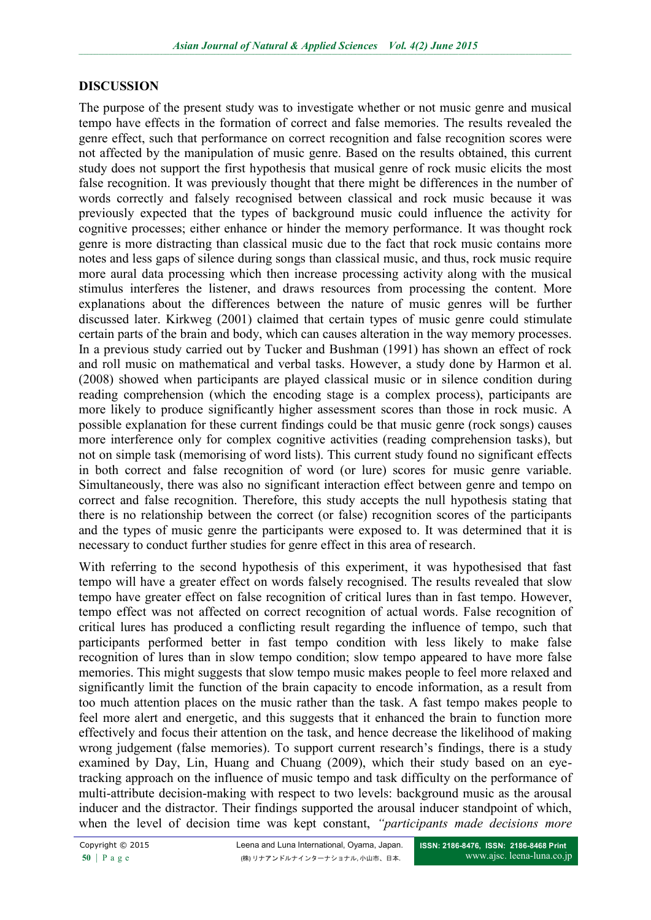## DISCUSSION

The purpose of the present study was to investigate whether or not music genre and musical tempo have effects in the formation of correct and false memories. The results revealed the genre effect, such that performance on correct recognition and false recognition scores were not affected by the manipulation of music genre. Based on the results obtained, this current study does not support the first hypothesis that musical genre of rock music elicits the most false recognition. It was previously thought that there might be differences in the number of words correctly and falsely recognised between classical and rock music because it was previously expected that the types of background music could influence the activity for cognitive processes; either enhance or hinder the memory performance. It was thought rock genre is more distracting than classical music due to the fact that rock music contains more notes and less gaps of silence during songs than classical music, and thus, rock music require more aural data processing which then increase processing activity along with the musical stimulus interferes the listener, and draws resources from processing the content. More explanations about the differences between the nature of music genres will be further discussed later. Kirkweg (2001) claimed that certain types of music genre could stimulate certain parts of the brain and body, which can causes alteration in the way memory processes. In a previous study carried out by Tucker and Bushman (1991) has shown an effect of rock and roll music on mathematical and verbal tasks. However, a study done by Harmon et al. (2008) showed when participants are played classical music or in silence condition during reading comprehension (which the encoding stage is a complex process), participants are more likely to produce significantly higher assessment scores than those in rock music. A possible explanation for these current findings could be that music genre (rock songs) causes more interference only for complex cognitive activities (reading comprehension tasks), but not on simple task (memorising of word lists). This current study found no significant effects in both correct and false recognition of word (or lure) scores for music genre variable. Simultaneously, there was also no significant interaction effect between genre and tempo on correct and false recognition. Therefore, this study accepts the null hypothesis stating that there is no relationship between the correct (or false) recognition scores of the participants and the types of music genre the participants were exposed to. It was determined that it is necessary to conduct further studies for genre effect in this area of research.

With referring to the second hypothesis of this experiment, it was hypothesised that fast tempo will have a greater effect on words falsely recognised. The results revealed that slow tempo have greater effect on false recognition of critical lures than in fast tempo. However, tempo effect was not affected on correct recognition of actual words. False recognition of critical lures has produced a conflicting result regarding the influence of tempo, such that participants performed better in fast tempo condition with less likely to make false recognition of lures than in slow tempo condition; slow tempo appeared to have more false memories. This might suggests that slow tempo music makes people to feel more relaxed and significantly limit the function of the brain capacity to encode information, as a result from too much attention places on the music rather than the task. A fast tempo makes people to feel more alert and energetic, and this suggests that it enhanced the brain to function more effectively and focus their attention on the task, and hence decrease the likelihood of making wrong judgement (false memories). To support current research's findings, there is a study examined by Day, Lin, Huang and Chuang (2009), which their study based on an eye-tracking approach on the influence of music tempo and task difficulty on the performance of multi-attribute decision-making with respect to two levels: background music as the arousal inducer and the distractor. Their findings supported the arousal inducer standpoint of which, when the level of decision time was kept constant, *"participants made decisions more*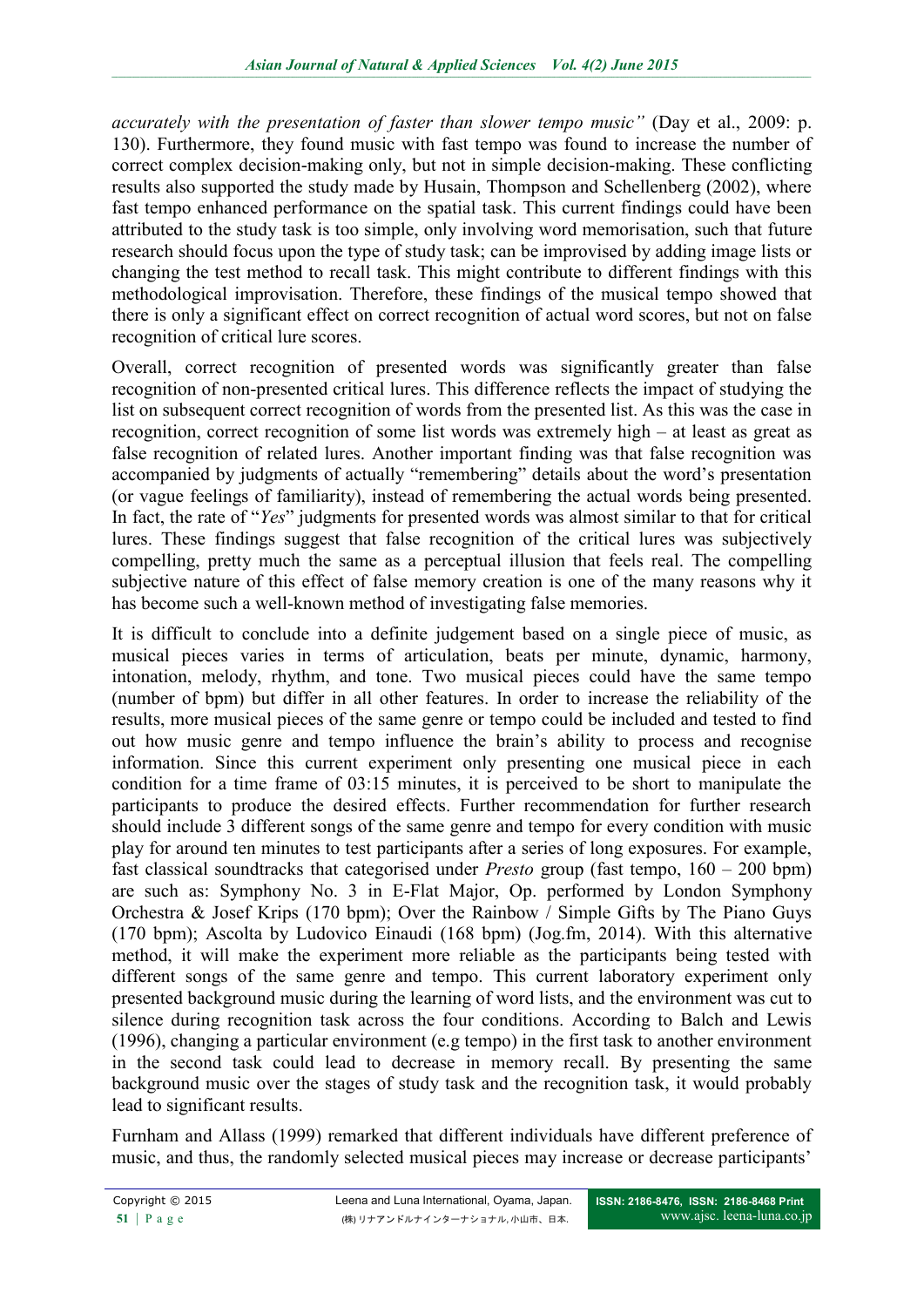*accurately with the presentation of faster than slower tempo music"* (Day et al., 2009: p. 130). Furthermore, they found music with fast tempo was found to increase the number of correct complex decision-making only, but not in simple decision-making. These conflicting results also supported the study made by Husain, Thompson and Schellenberg (2002), where fast tempo enhanced performance on the spatial task. This current findings could have been attributed to the study task is too simple, only involving word memorisation, such that future research should focus upon the type of study task; can be improvised by adding image lists or changing the test method to recall task. This might contribute to different findings with this methodological improvisation. Therefore, these findings of the musical tempo showed that there is only a significant effect on correct recognition of actual word scores, but not on false recognition of critical lure scores.

Overall, correct recognition of presented words was significantly greater than false recognition of non-presented critical lures. This difference reflects the impact of studying the list on subsequent correct recognition of words from the presented list. As this was the case in recognition, correct recognition of some list words was extremely high – at least as great as false recognition of related lures. Another important finding was that false recognition was accompanied by judgments of actually "remembering" details about the word's presentation (or vague feelings of familiarity), instead of remembering the actual words being presented. In fact, the rate of "*Yes*" judgments for presented words was almost similar to that for critical lures. These findings suggest that false recognition of the critical lures was subjectively compelling, pretty much the same as a perceptual illusion that feels real. The compelling subjective nature of this effect of false memory creation is one of the many reasons why it has become such a well-known method of investigating false memories.

It is difficult to conclude into a definite judgement based on a single piece of music, as musical pieces varies in terms of articulation, beats per minute, dynamic, harmony, intonation, melody, rhythm, and tone. Two musical pieces could have the same tempo (number of bpm) but differ in all other features. In order to increase the reliability of the results, more musical pieces of the same genre or tempo could be included and tested to find out how music genre and tempo influence the brain's ability to process and recognise information. Since this current experiment only presenting one musical piece in each condition for a time frame of 03:15 minutes, it is perceived to be short to manipulate the participants to produce the desired effects. Further recommendation for further research should include 3 different songs of the same genre and tempo for every condition with music play for around ten minutes to test participants after a series of long exposures. For example, fast classical soundtracks that categorised under *Presto* group (fast tempo, 160 – 200 bpm) are such as: Symphony No. 3 in E-Flat Major, Op. performed by London Symphony Orchestra & Josef Krips (170 bpm); Over the Rainbow / Simple Gifts by The Piano Guys (170 bpm); Ascolta by Ludovico Einaudi (168 bpm) (Jog.fm, 2014). With this alternative method, it will make the experiment more reliable as the participants being tested with different songs of the same genre and tempo. This current laboratory experiment only presented background music during the learning of word lists, and the environment was cut to silence during recognition task across the four conditions. According to Balch and Lewis (1996), changing a particular environment (e.g tempo) in the first task to another environment in the second task could lead to decrease in memory recall. By presenting the same background music over the stages of study task and the recognition task, it would probably lead to significant results.

Furnham and Allass (1999) remarked that different individuals have different preference of music, and thus, the randomly selected musical pieces may increase or decrease participants'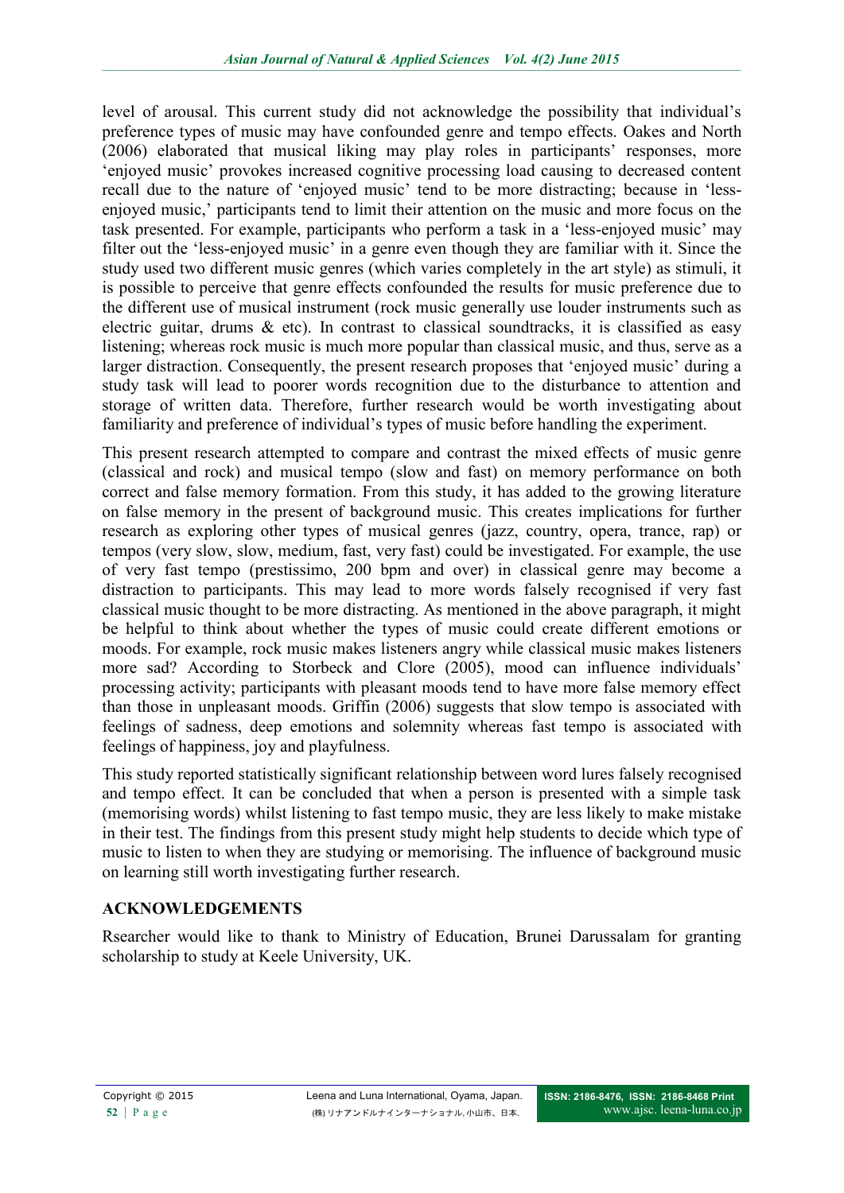level of arousal. This current study did not acknowledge the possibility that individual's preference types of music may have confounded genre and tempo effects. Oakes and North (2006) elaborated that musical liking may play roles in participants' responses, more 'enjoyed music' provokes increased cognitive processing load causing to decreased content recall due to the nature of 'enjoyed music' tend to be more distracting; because in 'less-enjoyed music,' participants tend to limit their attention on the music and more focus on the task presented. For example, participants who perform a task in a 'less-enjoyed music' may filter out the 'less-enjoyed music' in a genre even though they are familiar with it. Since the study used two different music genres (which varies completely in the art style) as stimuli, it is possible to perceive that genre effects confounded the results for music preference due to the different use of musical instrument (rock music generally use louder instruments such as electric guitar, drums & etc). In contrast to classical soundtracks, it is classified as easy listening; whereas rock music is much more popular than classical music, and thus, serve as a larger distraction. Consequently, the present research proposes that 'enjoyed music' during a study task will lead to poorer words recognition due to the disturbance to attention and storage of written data. Therefore, further research would be worth investigating about familiarity and preference of individual's types of music before handling the experiment.

This present research attempted to compare and contrast the mixed effects of music genre (classical and rock) and musical tempo (slow and fast) on memory performance on both correct and false memory formation. From this study, it has added to the growing literature on false memory in the present of background music. This creates implications for further research as exploring other types of musical genres (jazz, country, opera, trance, rap) or tempos (very slow, slow, medium, fast, very fast) could be investigated. For example, the use of very fast tempo (prestissimo, 200 bpm and over) in classical genre may become a distraction to participants. This may lead to more words falsely recognised if very fast classical music thought to be more distracting. As mentioned in the above paragraph, it might be helpful to think about whether the types of music could create different emotions or moods. For example, rock music makes listeners angry while classical music makes listeners more sad? According to Storbeck and Clore (2005), mood can influence individuals' processing activity; participants with pleasant moods tend to have more false memory effect than those in unpleasant moods. Griffin (2006) suggests that slow tempo is associated with feelings of sadness, deep emotions and solemnity whereas fast tempo is associated with feelings of happiness, joy and playfulness.

This study reported statistically significant relationship between word lures falsely recognised and tempo effect. It can be concluded that when a person is presented with a simple task (memorising words) whilst listening to fast tempo music, they are less likely to make mistake in their test. The findings from this present study might help students to decide which type of music to listen to when they are studying or memorising. The influence of background music on learning still worth investigating further research.

## ACKNOWLEDGEMENTS

Rsearcher would like to thank to Ministry of Education, Brunei Darussalam for granting scholarship to study at Keele University, UK.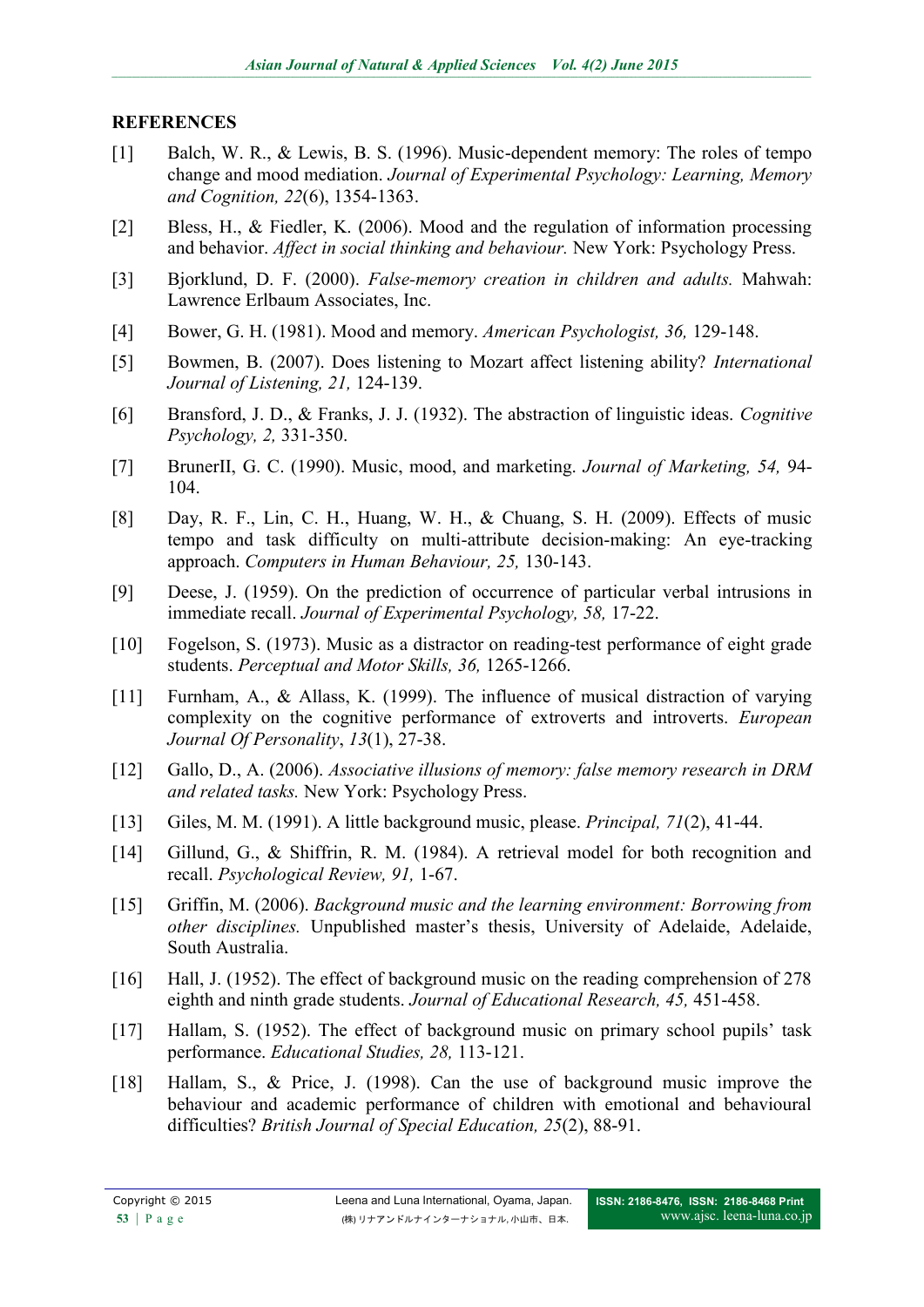## REFERENCES

[1] Balch, W. R., & Lewis, B. S. (1996). Music-dependent memory: The roles of tempo change and mood mediation. *Journal of Experimental Psychology: Learning, Memory and Cognition, 22*(6), 1354-1363.

[2] Bless, H., & Fiedler, K. (2006). Mood and the regulation of information processing and behavior. *Affect in social thinking and behaviour.* New York: Psychology Press.

[3] Bjorklund, D. F. (2000). *False-memory creation in children and adults.* Mahwah: Lawrence Erlbaum Associates, Inc.

[4] Bower, G. H. (1981). Mood and memory. *American Psychologist, 36,* 129-148.

[5] Bowmen, B. (2007). Does listening to Mozart affect listening ability? *International Journal of Listening, 21,* 124-139.

[6] Bransford, J. D., & Franks, J. J. (1932). The abstraction of linguistic ideas. *Cognitive Psychology, 2,* 331-350.

[7] BrunerII, G. C. (1990). Music, mood, and marketing. *Journal of Marketing, 54,* 94-104.

[8] Day, R. F., Lin, C. H., Huang, W. H., & Chuang, S. H. (2009). Effects of music tempo and task difficulty on multi-attribute decision-making: An eye-tracking approach. *Computers in Human Behaviour, 25,* 130-143.

[9] Deese, J. (1959). On the prediction of occurrence of particular verbal intrusions in immediate recall. *Journal of Experimental Psychology, 58,* 17-22.

[10] Fogelson, S. (1973). Music as a distractor on reading-test performance of eight grade students. *Perceptual and Motor Skills, 36,* 1265-1266.

[11] Furnham, A., & Allass, K. (1999). The influence of musical distraction of varying complexity on the cognitive performance of extroverts and introverts. *European Journal Of Personality*, *13*(1), 27-38.

[12] Gallo, D., A. (2006). *Associative illusions of memory: false memory research in DRM and related tasks.* New York: Psychology Press.

[13] Giles, M. M. (1991). A little background music, please. *Principal, 71*(2), 41-44.

[14] Gillund, G., & Shiffrin, R. M. (1984). A retrieval model for both recognition and recall. *Psychological Review, 91,* 1-67.

[15] Griffin, M. (2006). *Background music and the learning environment: Borrowing from other disciplines.* Unpublished master's thesis, University of Adelaide, Adelaide, South Australia.

[16] Hall, J. (1952). The effect of background music on the reading comprehension of 278 eighth and ninth grade students. *Journal of Educational Research, 45,* 451-458.

[17] Hallam, S. (1952). The effect of background music on primary school pupils' task performance. *Educational Studies, 28,* 113-121.

[18] Hallam, S., & Price, J. (1998). Can the use of background music improve the behaviour and academic performance of children with emotional and behavioural difficulties? *British Journal of Special Education, 25*(2), 88-91.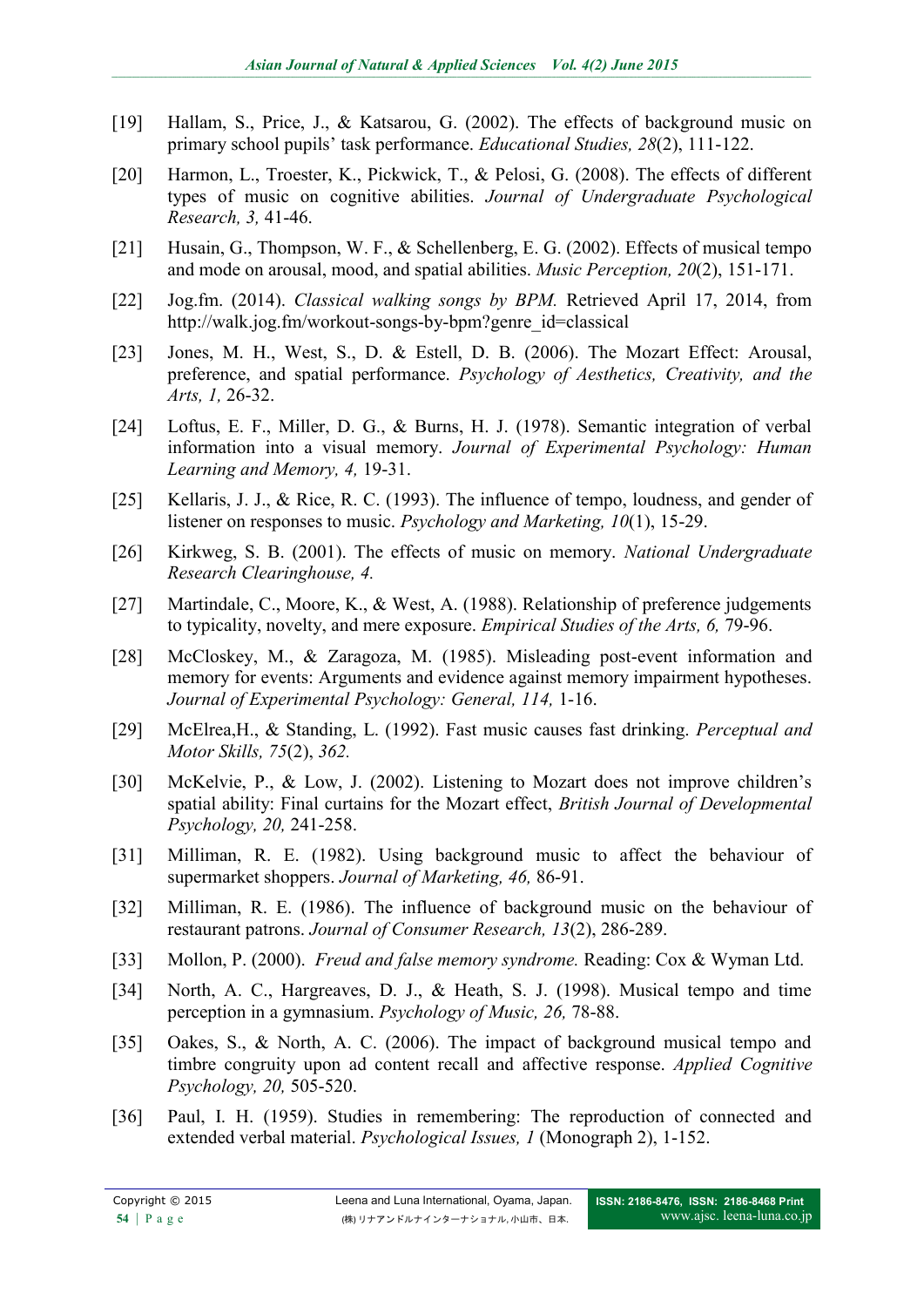[19] Hallam, S., Price, J., & Katsarou, G. (2002). The effects of background music on primary school pupils' task performance. *Educational Studies, 28*(2), 111-122.

[20] Harmon, L., Troester, K., Pickwick, T., & Pelosi, G. (2008). The effects of different types of music on cognitive abilities. *Journal of Undergraduate Psychological Research, 3,* 41-46.

[21] Husain, G., Thompson, W. F., & Schellenberg, E. G. (2002). Effects of musical tempo and mode on arousal, mood, and spatial abilities. *Music Perception, 20*(2), 151-171.

[22] Jog.fm. (2014). *Classical walking songs by BPM.* Retrieved April 17, 2014, from http://walk.jog.fm/workout-songs-by-bpm?genre_id=classical

[23] Jones, M. H., West, S., D. & Estell, D. B. (2006). The Mozart Effect: Arousal, preference, and spatial performance. *Psychology of Aesthetics, Creativity, and the Arts, 1,* 26-32.

[24] Loftus, E. F., Miller, D. G., & Burns, H. J. (1978). Semantic integration of verbal information into a visual memory. *Journal of Experimental Psychology: Human Learning and Memory, 4,* 19-31.

[25] Kellaris, J. J., & Rice, R. C. (1993). The influence of tempo, loudness, and gender of listener on responses to music. *Psychology and Marketing, 10*(1), 15-29.

[26] Kirkweg, S. B. (2001). The effects of music on memory. *National Undergraduate Research Clearinghouse, 4.*

[27] Martindale, C., Moore, K., & West, A. (1988). Relationship of preference judgements to typicality, novelty, and mere exposure. *Empirical Studies of the Arts, 6,* 79-96.

[28] McCloskey, M., & Zaragoza, M. (1985). Misleading post-event information and memory for events: Arguments and evidence against memory impairment hypotheses. *Journal of Experimental Psychology: General, 114,* 1-16.

[29] McElrea,H., & Standing, L. (1992). Fast music causes fast drinking. *Perceptual and Motor Skills, 75*(2), *362.*

[30] McKelvie, P., & Low, J. (2002). Listening to Mozart does not improve children's spatial ability: Final curtains for the Mozart effect, *British Journal of Developmental Psychology, 20,* 241-258.

[31] Milliman, R. E. (1982). Using background music to affect the behaviour of supermarket shoppers. *Journal of Marketing, 46,* 86-91.

[32] Milliman, R. E. (1986). The influence of background music on the behaviour of restaurant patrons. *Journal of Consumer Research, 13*(2), 286-289.

[33] Mollon, P. (2000). *Freud and false memory syndrome.* Reading: Cox & Wyman Ltd.

[34] North, A. C., Hargreaves, D. J., & Heath, S. J. (1998). Musical tempo and time perception in a gymnasium. *Psychology of Music, 26,* 78-88.

[35] Oakes, S., & North, A. C. (2006). The impact of background musical tempo and timbre congruity upon ad content recall and affective response. *Applied Cognitive Psychology, 20,* 505-520.

[36] Paul, I. H. (1959). Studies in remembering: The reproduction of connected and extended verbal material. *Psychological Issues, 1* (Monograph 2), 1-152.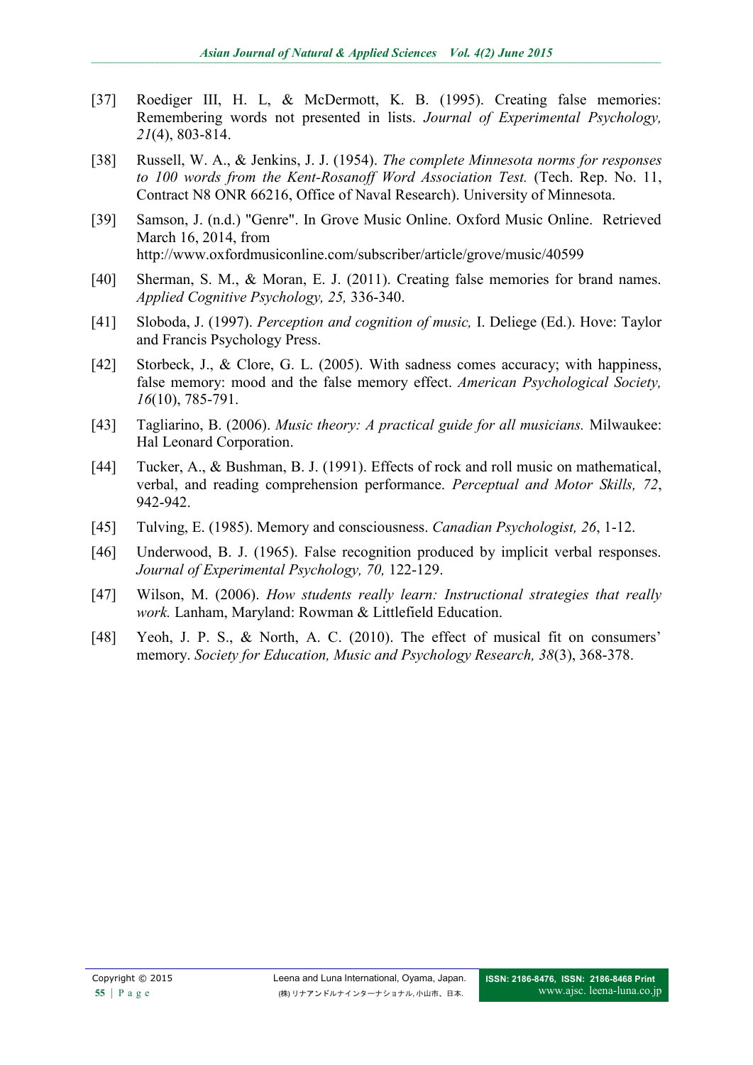[37] Roediger III, H. L, & McDermott, K. B. (1995). Creating false memories: Remembering words not presented in lists. *Journal of Experimental Psychology, 21*(4), 803-814.

[38] Russell, W. A., & Jenkins, J. J. (1954). *The complete Minnesota norms for responses to 100 words from the Kent-Rosanoff Word Association Test.* (Tech. Rep. No. 11, Contract N8 ONR 66216, Office of Naval Research). University of Minnesota.

[39] Samson, J. (n.d.) "Genre". In Grove Music Online. Oxford Music Online. Retrieved March 16, 2014, from http://www.oxfordmusiconline.com/subscriber/article/grove/music/40599

[40] Sherman, S. M., & Moran, E. J. (2011). Creating false memories for brand names. *Applied Cognitive Psychology, 25,* 336-340.

[41] Sloboda, J. (1997). *Perception and cognition of music,* I. Deliege (Ed.). Hove: Taylor and Francis Psychology Press.

[42] Storbeck, J., & Clore, G. L. (2005). With sadness comes accuracy; with happiness, false memory: mood and the false memory effect. *American Psychological Society, 16*(10), 785-791.

[43] Tagliarino, B. (2006). *Music theory: A practical guide for all musicians.* Milwaukee: Hal Leonard Corporation.

[44] Tucker, A., & Bushman, B. J. (1991). Effects of rock and roll music on mathematical, verbal, and reading comprehension performance. *Perceptual and Motor Skills, 72*, 942-942.

[45] Tulving, E. (1985). Memory and consciousness. *Canadian Psychologist, 26*, 1-12.

[46] Underwood, B. J. (1965). False recognition produced by implicit verbal responses. *Journal of Experimental Psychology, 70,* 122-129.

[47] Wilson, M. (2006). *How students really learn: Instructional strategies that really work.* Lanham, Maryland: Rowman & Littlefield Education.

[48] Yeoh, J. P. S., & North, A. C. (2010). The effect of musical fit on consumers' memory. *Society for Education, Music and Psychology Research, 38*(3), 368-378.